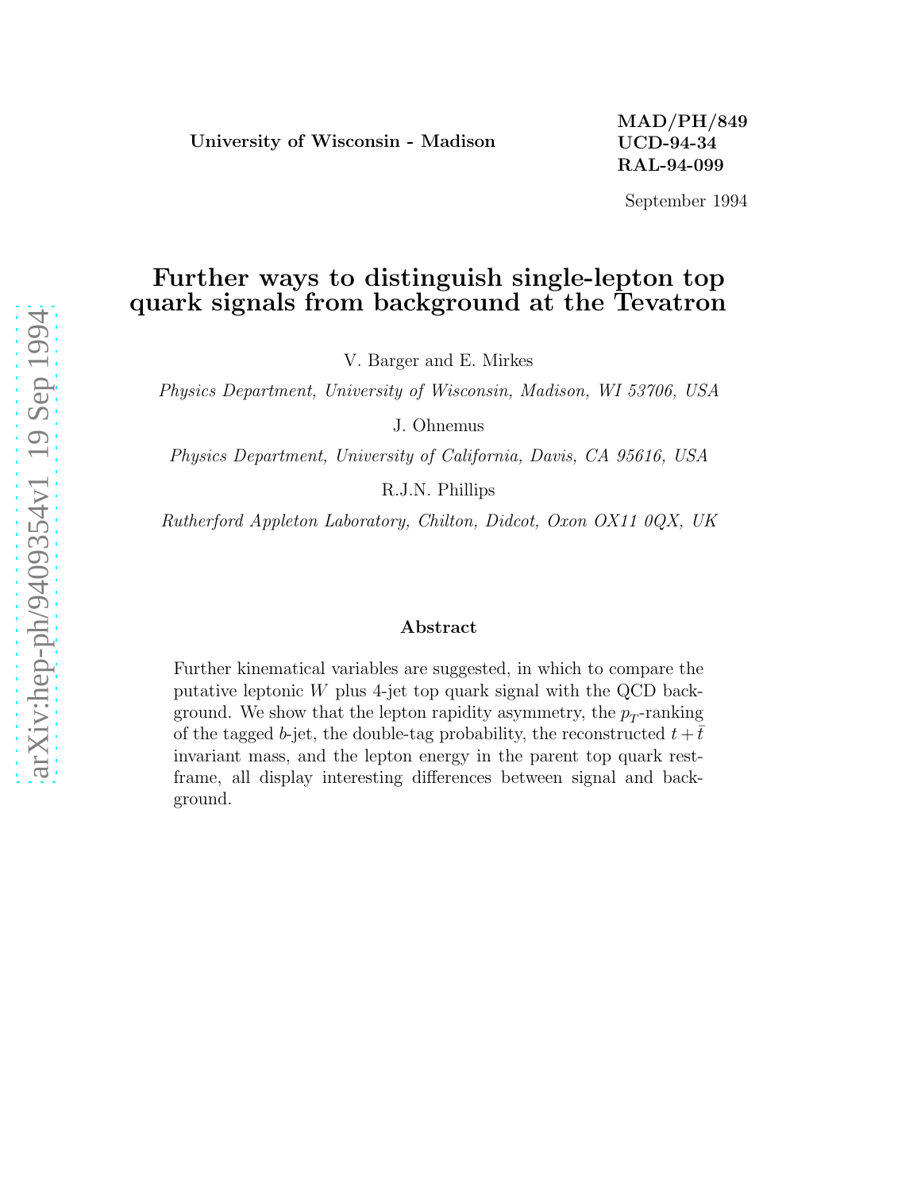University of Wisconsin - Madison

**MAD/PH/849**
**UCD-94-34**
**RAL-94-099**

September 1994

# Further ways to distinguish single-lepton top quark signals from background at the Tevatron

V. Barger and E. Mirkes

*Physics Department, University of Wisconsin, Madison, WI 53706, USA*

J. Ohnemus

*Physics Department, University of California, Davis, CA 95616, USA*

R.J.N. Phillips

*Rutherford Appleton Laboratory, Chilton, Didcot, Oxon OX11 0QX, UK*

### Abstract

Further kinematical variables are suggested, in which to compare the putative leptonic $W$ plus 4-jet top quark signal with the QCD background. We show that the lepton rapidity asymmetry, the $p_T$-ranking of the tagged $b$-jet, the double-tag probability, the reconstructed $t+\bar{t}$ invariant mass, and the lepton energy in the parent top quark rest-frame, all display interesting differences between signal and background.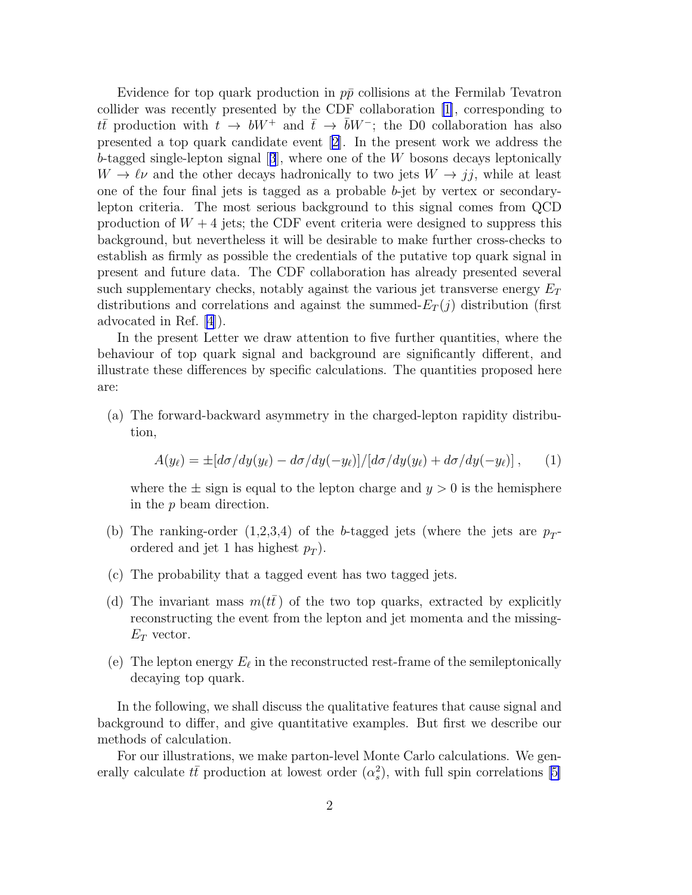Evidence for top quark production in $p\bar{p}$ collisions at the Fermilab Tevatron collider was recently presented by the CDF collaboration [1], corresponding to $t\bar{t}$ production with $t \to bW^+$ and $\bar{t} \to \bar{b}W^-$; the D0 collaboration has also presented a top quark candidate event [2]. In the present work we address the $b$-tagged single-lepton signal [3], where one of the $W$ bosons decays leptonically $W \to \ell\nu$ and the other decays hadronically to two jets $W \to jj$, while at least one of the four final jets is tagged as a probable $b$-jet by vertex or secondary-lepton criteria. The most serious background to this signal comes from QCD production of $W + 4$ jets; the CDF event criteria were designed to suppress this background, but nevertheless it will be desirable to make further cross-checks to establish as firmly as possible the credentials of the putative top quark signal in present and future data. The CDF collaboration has already presented several such supplementary checks, notably against the various jet transverse energy $E_T$ distributions and correlations and against the summed-$E_T(j)$ distribution (first advocated in Ref. [4]).

In the present Letter we draw attention to five further quantities, where the behaviour of top quark signal and background are significantly different, and illustrate these differences by specific calculations. The quantities proposed here are:

(a) The forward-backward asymmetry in the charged-lepton rapidity distribution,

$$A(y_\ell) = \pm[d\sigma/dy(y_\ell) - d\sigma/dy(-y_\ell)]/[d\sigma/dy(y_\ell) + d\sigma/dy(-y_\ell)]\,, \qquad (1)$$

where the $\pm$ sign is equal to the lepton charge and $y > 0$ is the hemisphere in the $p$ beam direction.

(b) The ranking-order (1,2,3,4) of the $b$-tagged jets (where the jets are $p_T$-ordered and jet 1 has highest $p_T$).

(c) The probability that a tagged event has two tagged jets.

(d) The invariant mass $m(t\bar{t})$ of the two top quarks, extracted by explicitly reconstructing the event from the lepton and jet momenta and the missing-$E_T$ vector.

(e) The lepton energy $E_\ell$ in the reconstructed rest-frame of the semileptonically decaying top quark.

In the following, we shall discuss the qualitative features that cause signal and background to differ, and give quantitative examples. But first we describe our methods of calculation.

For our illustrations, we make parton-level Monte Carlo calculations. We generally calculate $t\bar{t}$ production at lowest order ($\alpha_s^2$), with full spin correlations [5]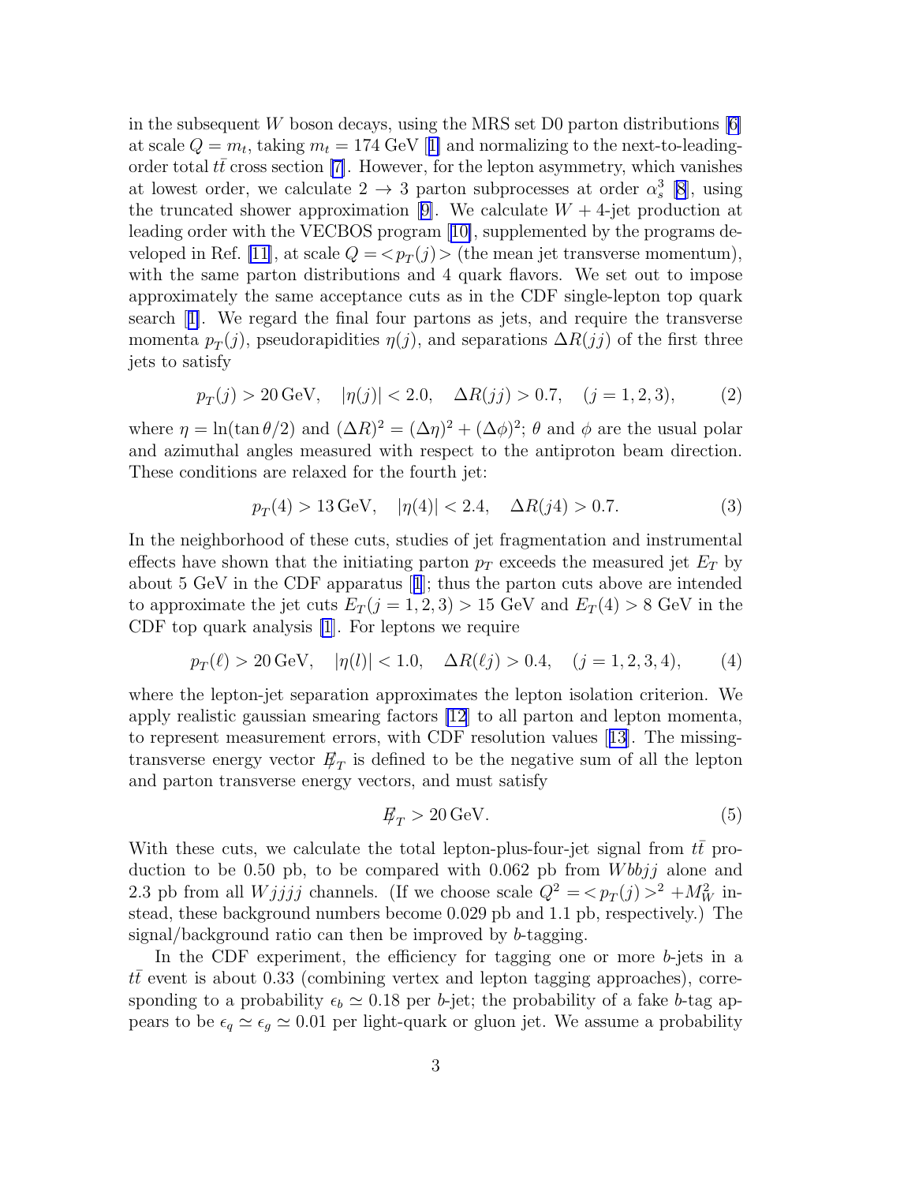in the subsequent $W$ boson decays, using the MRS set D0 parton distributions [6] at scale $Q = m_t$, taking $m_t = 174$ GeV [1] and normalizing to the next-to-leading-order total $t\bar{t}$ cross section [7]. However, for the lepton asymmetry, which vanishes at lowest order, we calculate $2 \to 3$ parton subprocesses at order $\alpha_s^3$ [8], using the truncated shower approximation [9]. We calculate $W$ + 4-jet production at leading order with the VECBOS program [10], supplemented by the programs developed in Ref. [11], at scale $Q = <p_T(j)>$ (the mean jet transverse momentum), with the same parton distributions and 4 quark flavors. We set out to impose approximately the same acceptance cuts as in the CDF single-lepton top quark search [1]. We regard the final four partons as jets, and require the transverse momenta $p_T(j)$, pseudorapidities $\eta(j)$, and separations $\Delta R(jj)$ of the first three jets to satisfy

$$p_T(j) > 20\,\text{GeV}, \quad |\eta(j)| < 2.0, \quad \Delta R(jj) > 0.7, \quad (j = 1, 2, 3), \tag{2}$$

where $\eta = \ln(\tan\theta/2)$ and $(\Delta R)^2 = (\Delta\eta)^2 + (\Delta\phi)^2$; $\theta$ and $\phi$ are the usual polar and azimuthal angles measured with respect to the antiproton beam direction. These conditions are relaxed for the fourth jet:

$$p_T(4) > 13\,\text{GeV}, \quad |\eta(4)| < 2.4, \quad \Delta R(j4) > 0.7. \tag{3}$$

In the neighborhood of these cuts, studies of jet fragmentation and instrumental effects have shown that the initiating parton $p_T$ exceeds the measured jet $E_T$ by about 5 GeV in the CDF apparatus [1]; thus the parton cuts above are intended to approximate the jet cuts $E_T(j = 1, 2, 3) > 15$ GeV and $E_T(4) > 8$ GeV in the CDF top quark analysis [1]. For leptons we require

$$p_T(\ell) > 20\,\text{GeV}, \quad |\eta(l)| < 1.0, \quad \Delta R(\ell j) > 0.4, \quad (j = 1, 2, 3, 4), \tag{4}$$

where the lepton-jet separation approximates the lepton isolation criterion. We apply realistic gaussian smearing factors [12] to all parton and lepton momenta, to represent measurement errors, with CDF resolution values [13]. The missing-transverse energy vector $\not{E}_T$ is defined to be the negative sum of all the lepton and parton transverse energy vectors, and must satisfy

$$\not{E}_T > 20\,\text{GeV}. \tag{5}$$

With these cuts, we calculate the total lepton-plus-four-jet signal from $t\bar{t}$ production to be 0.50 pb, to be compared with 0.062 pb from $Wb\bar{b}jj$ alone and 2.3 pb from all $Wjjjj$ channels. (If we choose scale $Q^2 = <p_T(j)>^2 + M_W^2$ instead, these background numbers become 0.029 pb and 1.1 pb, respectively.) The signal/background ratio can then be improved by $b$-tagging.

In the CDF experiment, the efficiency for tagging one or more $b$-jets in a $t\bar{t}$ event is about 0.33 (combining vertex and lepton tagging approaches), corresponding to a probability $\epsilon_b \simeq 0.18$ per $b$-jet; the probability of a fake $b$-tag appears to be $\epsilon_q \simeq \epsilon_g \simeq 0.01$ per light-quark or gluon jet. We assume a probability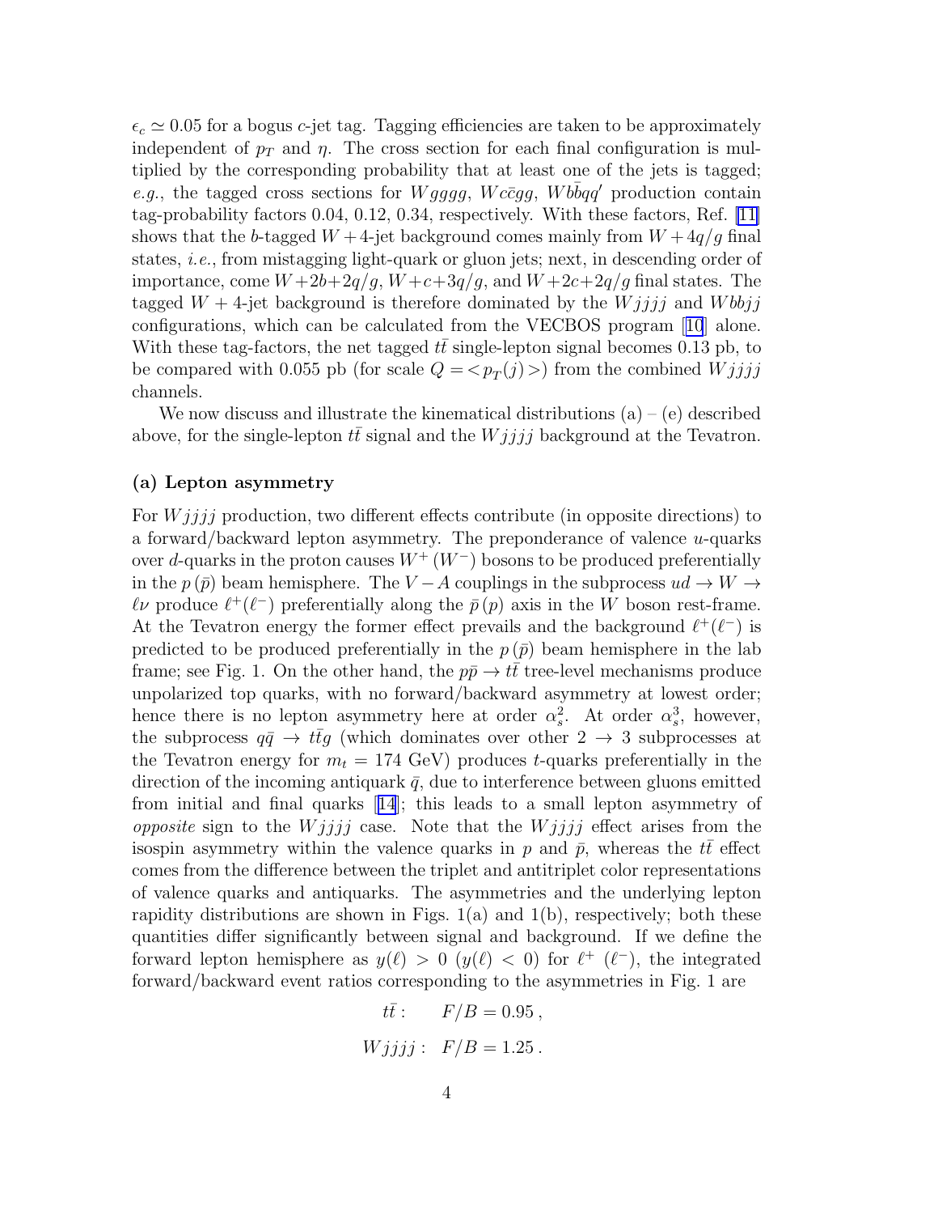$\epsilon_c \simeq 0.05$ for a bogus $c$-jet tag. Tagging efficiencies are taken to be approximately independent of $p_T$ and $\eta$. The cross section for each final configuration is multiplied by the corresponding probability that at least one of the jets is tagged; *e.g.*, the tagged cross sections for $Wgggg$, $Wc\bar{c}gg$, $Wb\bar{b}qq'$ production contain tag-probability factors 0.04, 0.12, 0.34, respectively. With these factors, Ref. [11] shows that the $b$-tagged $W+4$-jet background comes mainly from $W+4q/g$ final states, *i.e.*, from mistagging light-quark or gluon jets; next, in descending order of importance, come $W+2b+2q/g$, $W+c+3q/g$, and $W+2c+2q/g$ final states. The tagged $W+4$-jet background is therefore dominated by the $Wjjjj$ and $Wbbjj$ configurations, which can be calculated from the VECBOS program [10] alone. With these tag-factors, the net tagged $t\bar{t}$ single-lepton signal becomes 0.13 pb, to be compared with 0.055 pb (for scale $Q = <p_T(j)>$) from the combined $Wjjjj$ channels.

We now discuss and illustrate the kinematical distributions (a) – (e) described above, for the single-lepton $t\bar{t}$ signal and the $Wjjjj$ background at the Tevatron.

**(a) Lepton asymmetry**

For $Wjjjj$ production, two different effects contribute (in opposite directions) to a forward/backward lepton asymmetry. The preponderance of valence $u$-quarks over $d$-quarks in the proton causes $W^+$ ($W^-$) bosons to be produced preferentially in the $p$ ($\bar{p}$) beam hemisphere. The $V-A$ couplings in the subprocess $ud \to W \to \ell\nu$ produce $\ell^+(\ell^-)$ preferentially along the $\bar{p}$ ($p$) axis in the $W$ boson rest-frame. At the Tevatron energy the former effect prevails and the background $\ell^+(\ell^-)$ is predicted to be produced preferentially in the $p$ ($\bar{p}$) beam hemisphere in the lab frame; see Fig. 1. On the other hand, the $p\bar{p} \to t\bar{t}$ tree-level mechanisms produce unpolarized top quarks, with no forward/backward asymmetry at lowest order; hence there is no lepton asymmetry here at order $\alpha_s^2$. At order $\alpha_s^3$, however, the subprocess $q\bar{q} \to t\bar{t}g$ (which dominates over other $2 \to 3$ subprocesses at the Tevatron energy for $m_t = 174$ GeV) produces $t$-quarks preferentially in the direction of the incoming antiquark $\bar{q}$, due to interference between gluons emitted from initial and final quarks [14]; this leads to a small lepton asymmetry of *opposite* sign to the $Wjjjj$ case. Note that the $Wjjjj$ effect arises from the isospin asymmetry within the valence quarks in $p$ and $\bar{p}$, whereas the $t\bar{t}$ effect comes from the difference between the triplet and antitriplet color representations of valence quarks and antiquarks. The asymmetries and the underlying lepton rapidity distributions are shown in Figs. 1(a) and 1(b), respectively; both these quantities differ significantly between signal and background. If we define the forward lepton hemisphere as $y(\ell) > 0$ ($y(\ell) < 0$) for $\ell^+$ ($\ell^-$), the integrated forward/backward event ratios corresponding to the asymmetries in Fig. 1 are

$$t\bar{t}: \quad F/B = 0.95\,,$$

$$Wjjjj: \quad F/B = 1.25\,.$$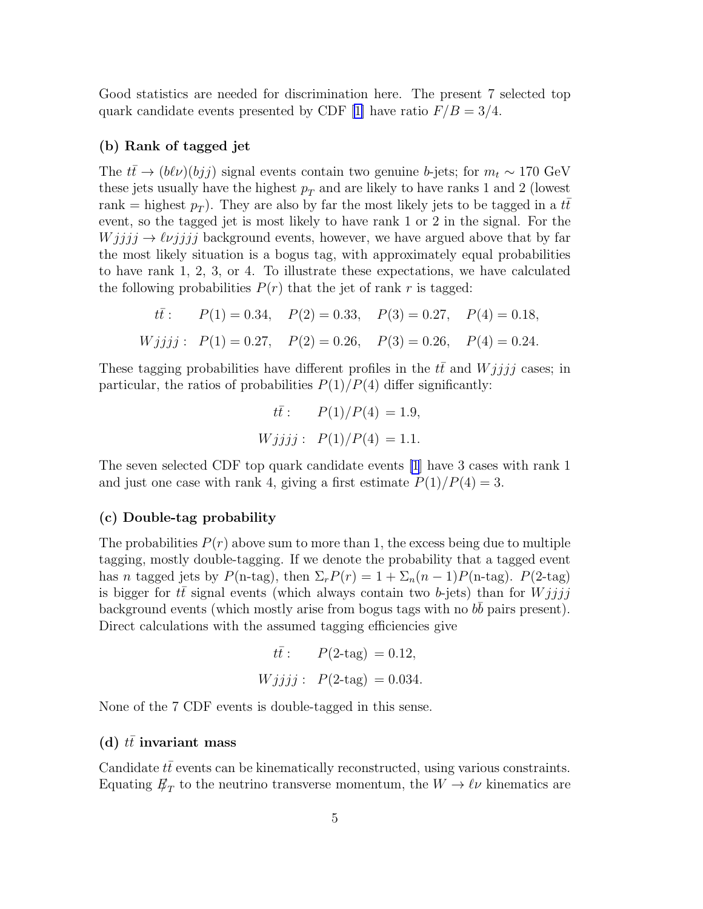Good statistics are needed for discrimination here. The present 7 selected top quark candidate events presented by CDF [1] have ratio $F/B = 3/4$.

### (b) Rank of tagged jet

The $t\bar{t} \to (b\ell\nu)(bjj)$ signal events contain two genuine $b$-jets; for $m_t \sim 170$ GeV these jets usually have the highest $p_T$ and are likely to have ranks 1 and 2 (lowest rank = highest $p_T$). They are also by far the most likely jets to be tagged in a $t\bar{t}$ event, so the tagged jet is most likely to have rank 1 or 2 in the signal. For the $Wjjjj \to \ell\nu jjjj$ background events, however, we have argued above that by far the most likely situation is a bogus tag, with approximately equal probabilities to have rank 1, 2, 3, or 4. To illustrate these expectations, we have calculated the following probabilities $P(r)$ that the jet of rank $r$ is tagged:

$$t\bar{t}: \quad P(1) = 0.34, \quad P(2) = 0.33, \quad P(3) = 0.27, \quad P(4) = 0.18,$$

$$Wjjjj: \quad P(1) = 0.27, \quad P(2) = 0.26, \quad P(3) = 0.26, \quad P(4) = 0.24.$$

These tagging probabilities have different profiles in the $t\bar{t}$ and $Wjjjj$ cases; in particular, the ratios of probabilities $P(1)/P(4)$ differ significantly:

$$t\bar{t}: \quad P(1)/P(4) = 1.9,$$

$$Wjjjj: \quad P(1)/P(4) = 1.1.$$

The seven selected CDF top quark candidate events [1] have 3 cases with rank 1 and just one case with rank 4, giving a first estimate $P(1)/P(4) = 3$.

### (c) Double-tag probability

The probabilities $P(r)$ above sum to more than 1, the excess being due to multiple tagging, mostly double-tagging. If we denote the probability that a tagged event has $n$ tagged jets by $P(\text{n-tag})$, then $\Sigma_r P(r) = 1 + \Sigma_n (n-1) P(\text{n-tag})$. $P(\text{2-tag})$ is bigger for $t\bar{t}$ signal events (which always contain two $b$-jets) than for $Wjjjj$ background events (which mostly arise from bogus tags with no $b\bar{b}$ pairs present). Direct calculations with the assumed tagging efficiencies give

$$t\bar{t}: \quad P(\text{2-tag}) = 0.12,$$

$$Wjjjj: \quad P(\text{2-tag}) = 0.034.$$

None of the 7 CDF events is double-tagged in this sense.

### (d) $t\bar{t}$ invariant mass

Candidate $t\bar{t}$ events can be kinematically reconstructed, using various constraints. Equating $\not{E}_T$ to the neutrino transverse momentum, the $W \to \ell\nu$ kinematics are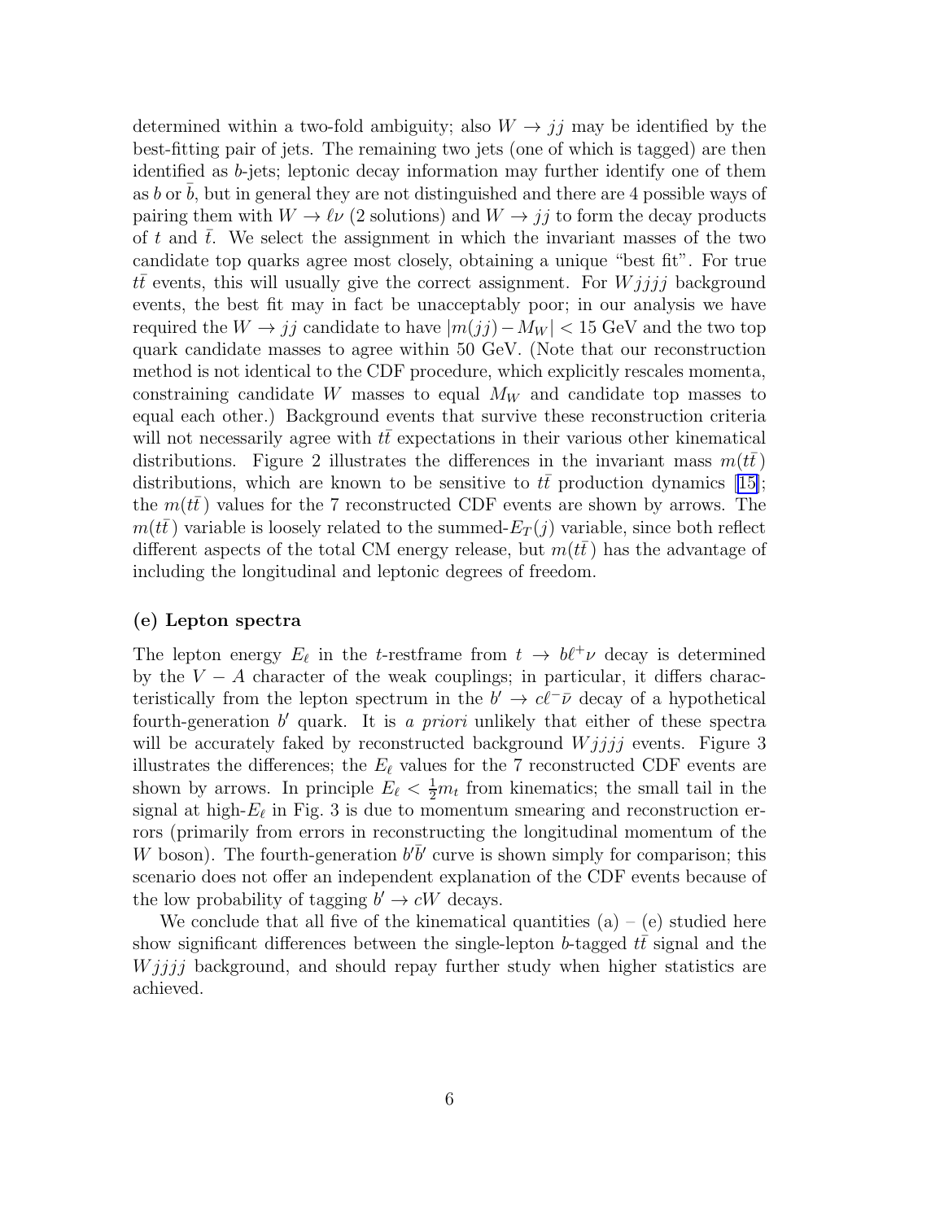determined within a two-fold ambiguity; also $W \to jj$ may be identified by the best-fitting pair of jets. The remaining two jets (one of which is tagged) are then identified as $b$-jets; leptonic decay information may further identify one of them as $b$ or $\bar{b}$, but in general they are not distinguished and there are 4 possible ways of pairing them with $W \to \ell\nu$ (2 solutions) and $W \to jj$ to form the decay products of $t$ and $\bar{t}$. We select the assignment in which the invariant masses of the two candidate top quarks agree most closely, obtaining a unique "best fit". For true $t\bar{t}$ events, this will usually give the correct assignment. For $Wjjjj$ background events, the best fit may in fact be unacceptably poor; in our analysis we have required the $W \to jj$ candidate to have $|m(jj) - M_W| < 15$ GeV and the two top quark candidate masses to agree within 50 GeV. (Note that our reconstruction method is not identical to the CDF procedure, which explicitly rescales momenta, constraining candidate $W$ masses to equal $M_W$ and candidate top masses to equal each other.) Background events that survive these reconstruction criteria will not necessarily agree with $t\bar{t}$ expectations in their various other kinematical distributions. Figure 2 illustrates the differences in the invariant mass $m(t\bar{t})$ distributions, which are known to be sensitive to $t\bar{t}$ production dynamics [15]; the $m(t\bar{t})$ values for the 7 reconstructed CDF events are shown by arrows. The $m(t\bar{t})$ variable is loosely related to the summed-$E_T(j)$ variable, since both reflect different aspects of the total CM energy release, but $m(t\bar{t})$ has the advantage of including the longitudinal and leptonic degrees of freedom.

**(e) Lepton spectra**

The lepton energy $E_\ell$ in the $t$-restframe from $t \to b\ell^+\nu$ decay is determined by the $V - A$ character of the weak couplings; in particular, it differs characteristically from the lepton spectrum in the $b' \to c\ell^-\bar{\nu}$ decay of a hypothetical fourth-generation $b'$ quark. It is *a priori* unlikely that either of these spectra will be accurately faked by reconstructed background $Wjjjj$ events. Figure 3 illustrates the differences; the $E_\ell$ values for the 7 reconstructed CDF events are shown by arrows. In principle $E_\ell < \frac{1}{2}m_t$ from kinematics; the small tail in the signal at high-$E_\ell$ in Fig. 3 is due to momentum smearing and reconstruction errors (primarily from errors in reconstructing the longitudinal momentum of the $W$ boson). The fourth-generation $b'\bar{b}'$ curve is shown simply for comparison; this scenario does not offer an independent explanation of the CDF events because of the low probability of tagging $b' \to cW$ decays.

We conclude that all five of the kinematical quantities (a) – (e) studied here show significant differences between the single-lepton $b$-tagged $t\bar{t}$ signal and the $Wjjjj$ background, and should repay further study when higher statistics are achieved.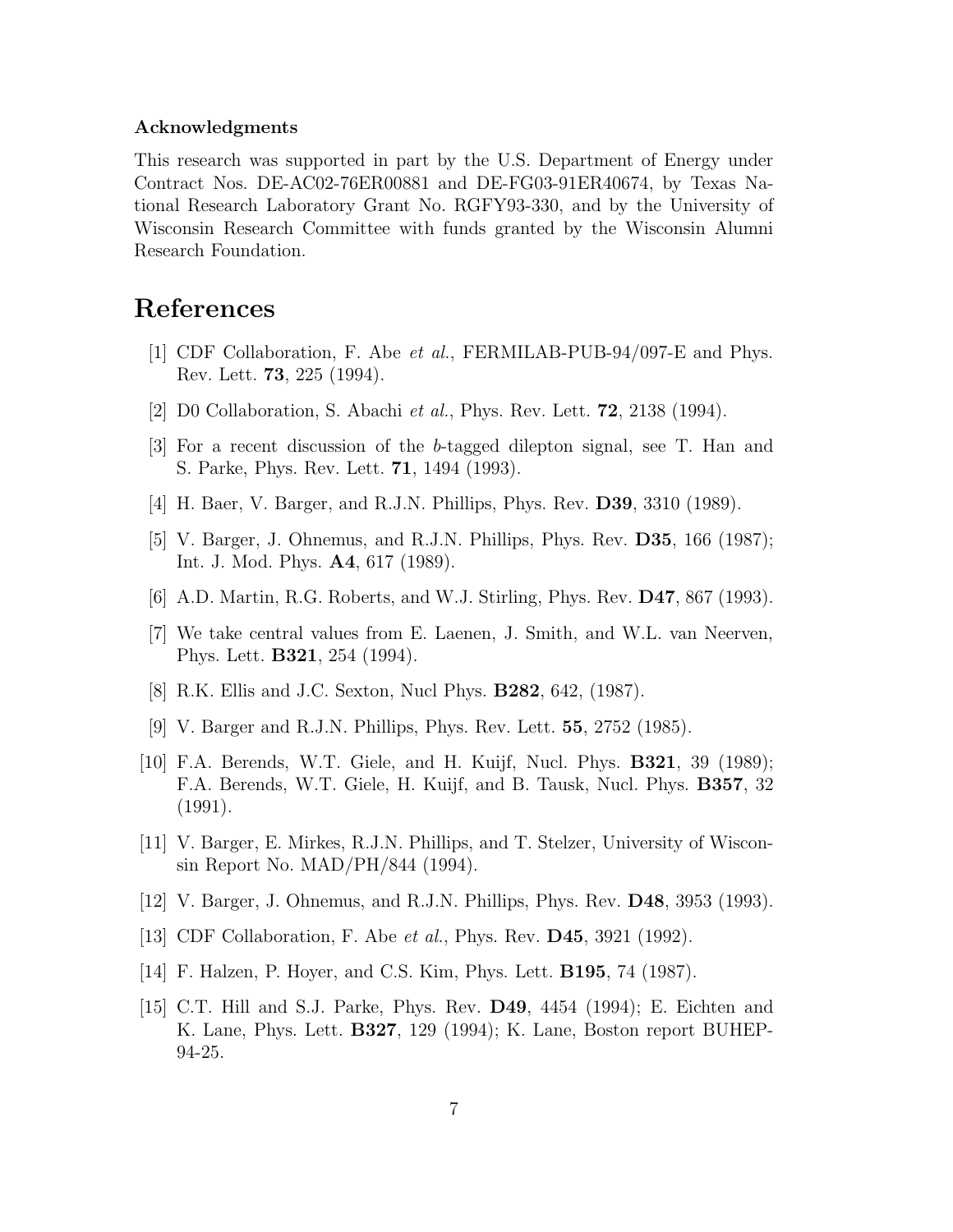#### Acknowledgments

This research was supported in part by the U.S. Department of Energy under Contract Nos. DE-AC02-76ER00881 and DE-FG03-91ER40674, by Texas National Research Laboratory Grant No. RGFY93-330, and by the University of Wisconsin Research Committee with funds granted by the Wisconsin Alumni Research Foundation.

# References

[1] CDF Collaboration, F. Abe *et al.*, FERMILAB-PUB-94/097-E and Phys. Rev. Lett. **73**, 225 (1994).

[2] D0 Collaboration, S. Abachi *et al.*, Phys. Rev. Lett. **72**, 2138 (1994).

[3] For a recent discussion of the $b$-tagged dilepton signal, see T. Han and S. Parke, Phys. Rev. Lett. **71**, 1494 (1993).

[4] H. Baer, V. Barger, and R.J.N. Phillips, Phys. Rev. **D39**, 3310 (1989).

[5] V. Barger, J. Ohnemus, and R.J.N. Phillips, Phys. Rev. **D35**, 166 (1987); Int. J. Mod. Phys. **A4**, 617 (1989).

[6] A.D. Martin, R.G. Roberts, and W.J. Stirling, Phys. Rev. **D47**, 867 (1993).

[7] We take central values from E. Laenen, J. Smith, and W.L. van Neerven, Phys. Lett. **B321**, 254 (1994).

[8] R.K. Ellis and J.C. Sexton, Nucl Phys. **B282**, 642, (1987).

[9] V. Barger and R.J.N. Phillips, Phys. Rev. Lett. **55**, 2752 (1985).

[10] F.A. Berends, W.T. Giele, and H. Kuijf, Nucl. Phys. **B321**, 39 (1989); F.A. Berends, W.T. Giele, H. Kuijf, and B. Tausk, Nucl. Phys. **B357**, 32 (1991).

[11] V. Barger, E. Mirkes, R.J.N. Phillips, and T. Stelzer, University of Wisconsin Report No. MAD/PH/844 (1994).

[12] V. Barger, J. Ohnemus, and R.J.N. Phillips, Phys. Rev. **D48**, 3953 (1993).

[13] CDF Collaboration, F. Abe *et al.*, Phys. Rev. **D45**, 3921 (1992).

[14] F. Halzen, P. Hoyer, and C.S. Kim, Phys. Lett. **B195**, 74 (1987).

[15] C.T. Hill and S.J. Parke, Phys. Rev. **D49**, 4454 (1994); E. Eichten and K. Lane, Phys. Lett. **B327**, 129 (1994); K. Lane, Boston report BUHEP-94-25.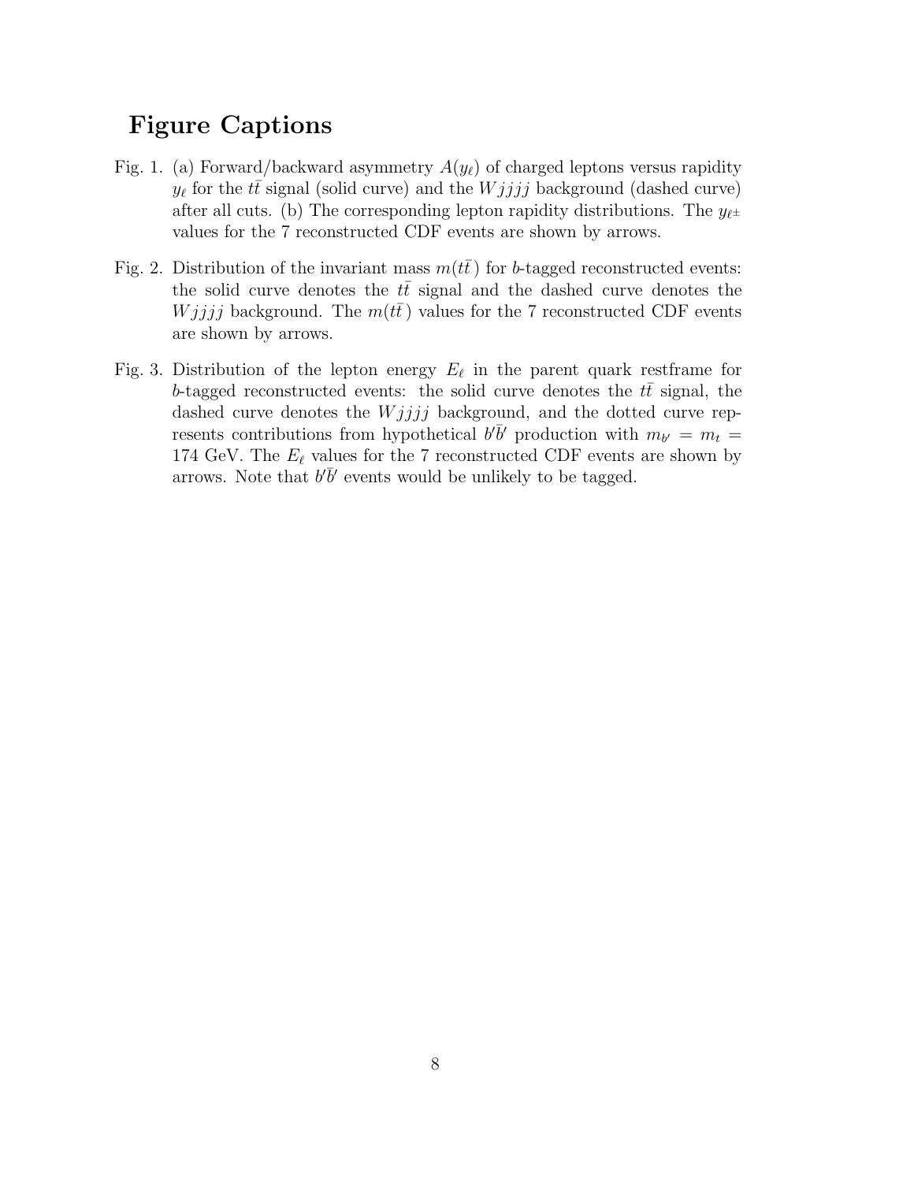# Figure Captions

Fig. 1. (a) Forward/backward asymmetry $A(y_\ell)$ of charged leptons versus rapidity $y_\ell$ for the $t\bar{t}$ signal (solid curve) and the $Wjjjj$ background (dashed curve) after all cuts. (b) The corresponding lepton rapidity distributions. The $y_{\ell^\pm}$ values for the 7 reconstructed CDF events are shown by arrows.

Fig. 2. Distribution of the invariant mass $m(t\bar{t})$ for $b$-tagged reconstructed events: the solid curve denotes the $t\bar{t}$ signal and the dashed curve denotes the $Wjjjj$ background. The $m(t\bar{t})$ values for the 7 reconstructed CDF events are shown by arrows.

Fig. 3. Distribution of the lepton energy $E_\ell$ in the parent quark restframe for $b$-tagged reconstructed events: the solid curve denotes the $t\bar{t}$ signal, the dashed curve denotes the $Wjjjj$ background, and the dotted curve represents contributions from hypothetical $b'\bar{b}'$ production with $m_{b'} = m_t = 174$ GeV. The $E_\ell$ values for the 7 reconstructed CDF events are shown by arrows. Note that $b'\bar{b}'$ events would be unlikely to be tagged.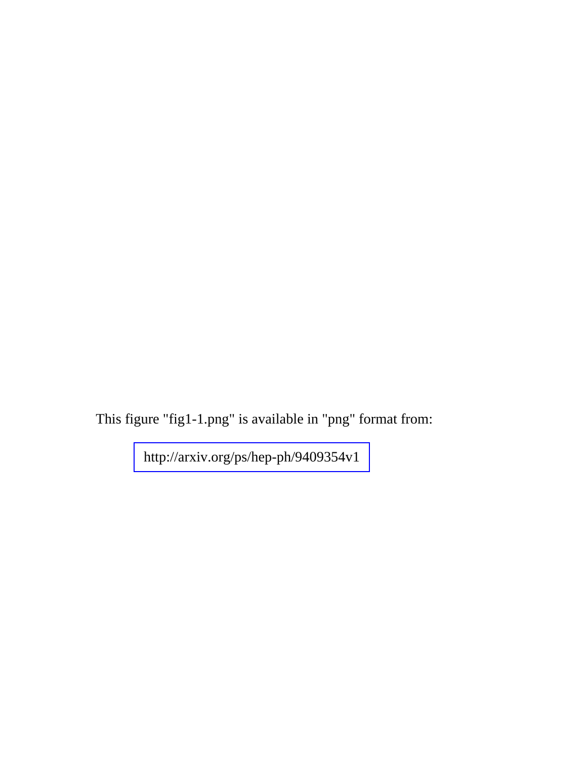This figure "fig1-1.png" is available in "png" format from:

http://arxiv.org/ps/hep-ph/9409354v1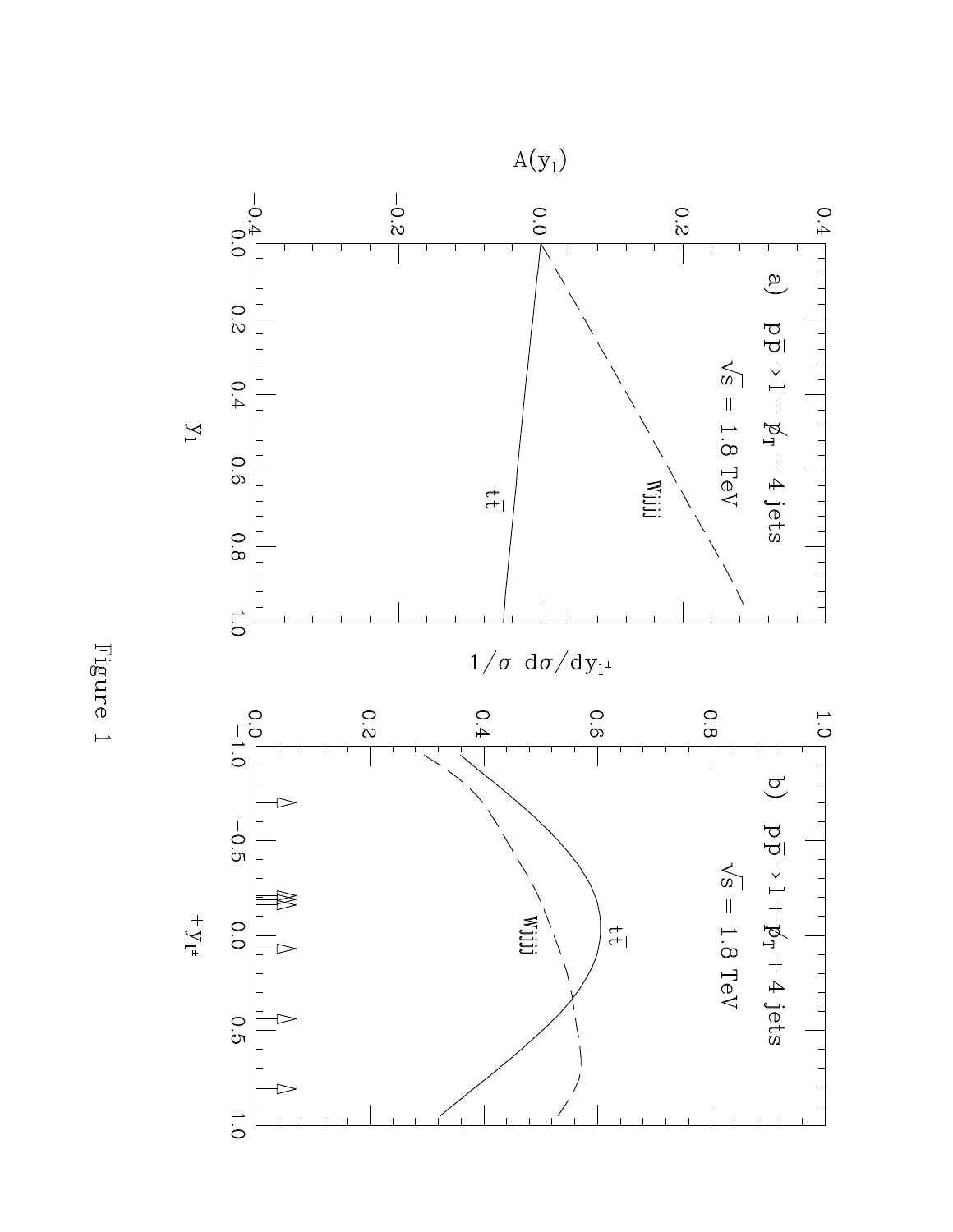Figure 1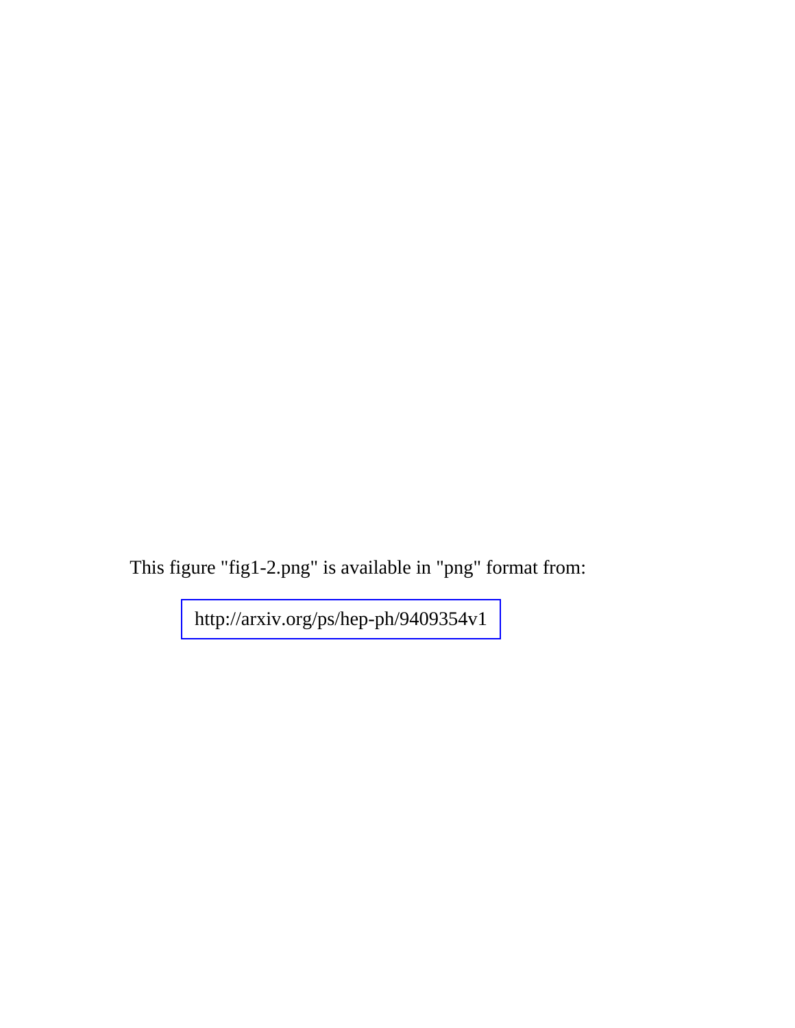This figure "fig1-2.png" is available in "png" format from:

http://arxiv.org/ps/hep-ph/9409354v1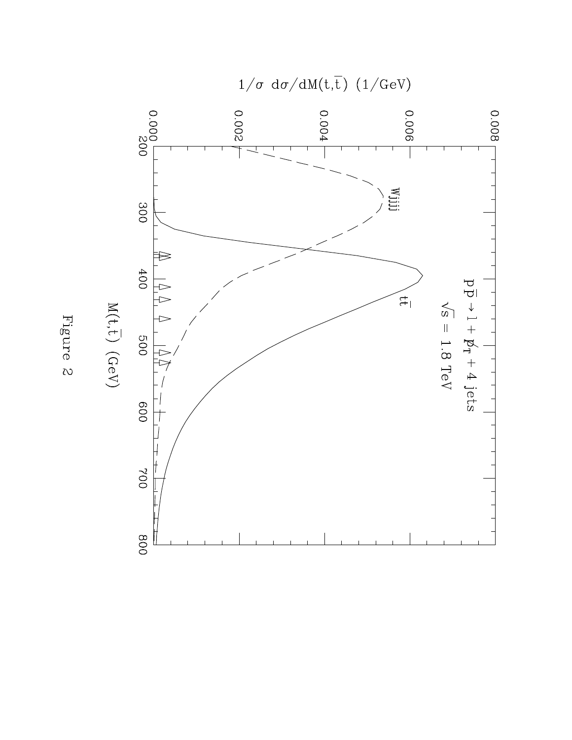Figure 2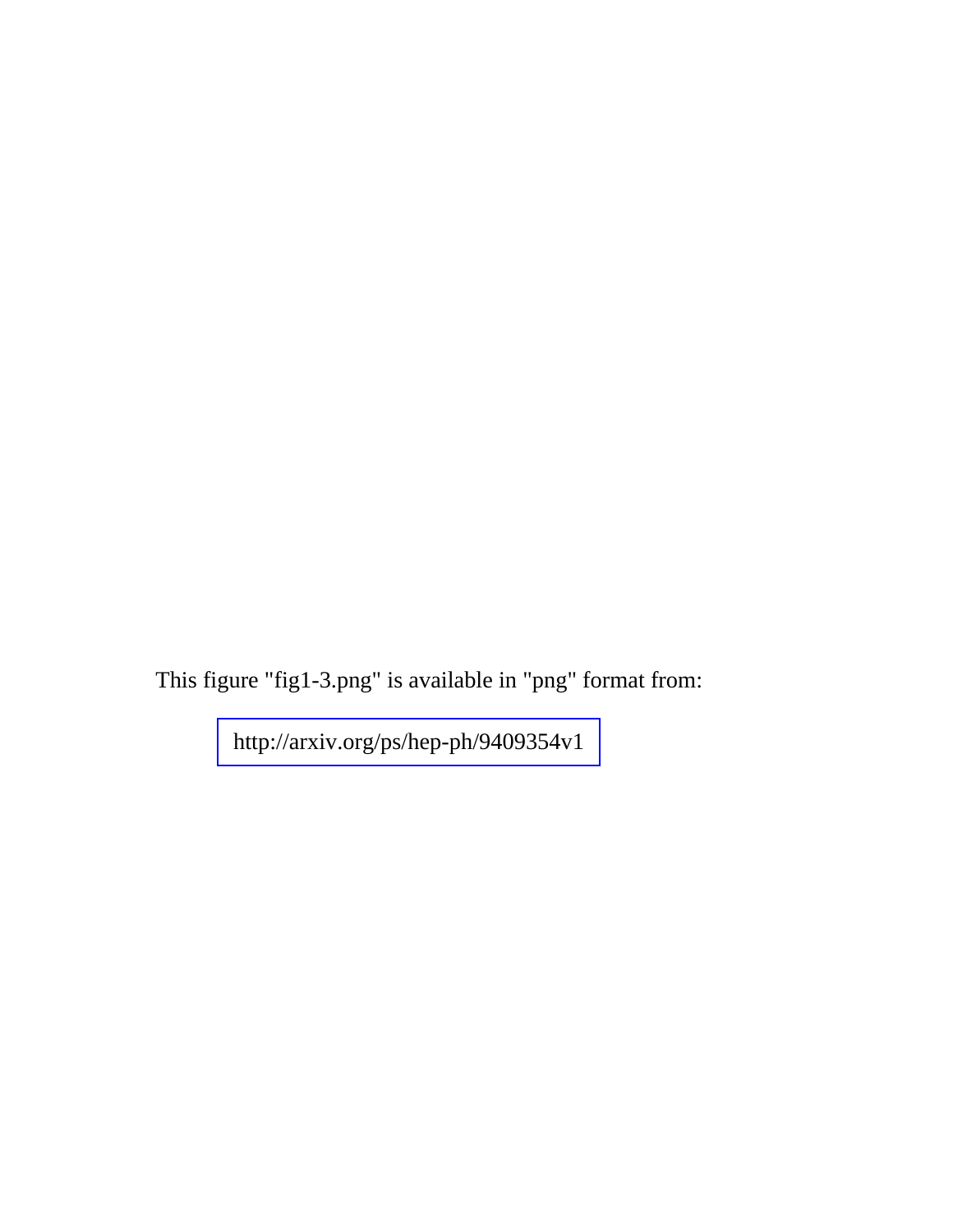This figure "fig1-3.png" is available in "png" format from:

http://arxiv.org/ps/hep-ph/9409354v1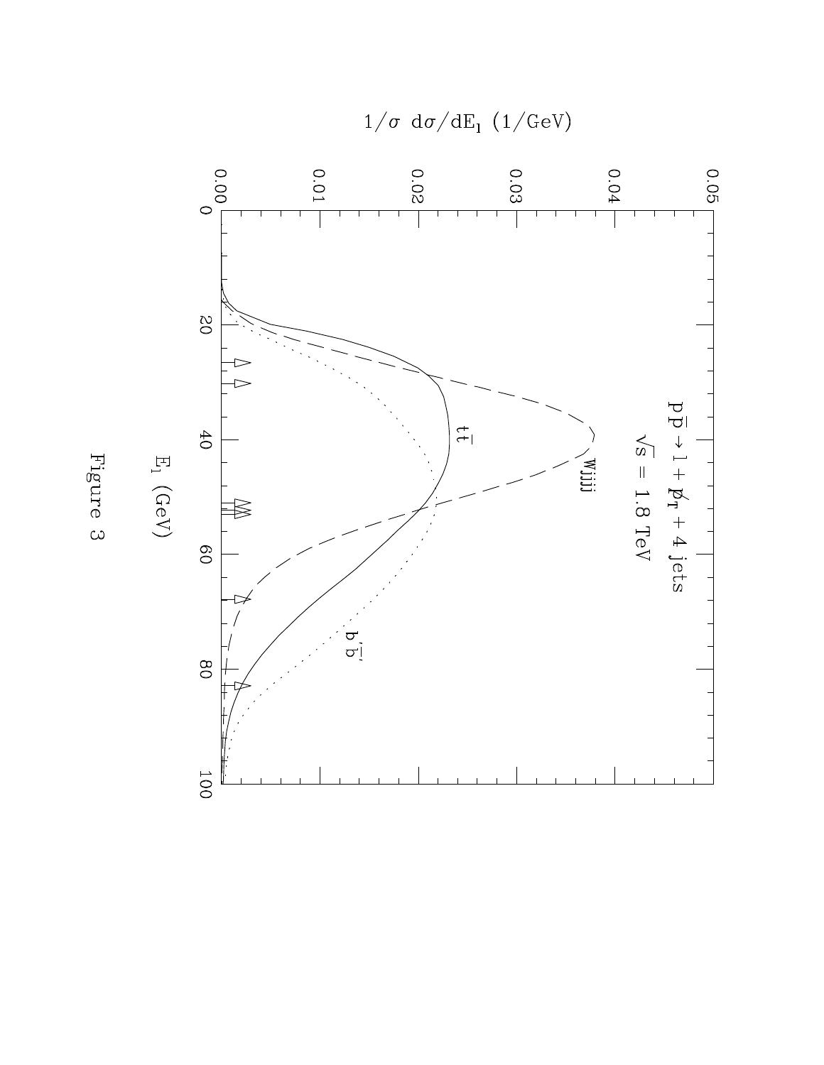$p\bar{p} \to l + \not{p}_T + 4$ jets

$\sqrt{s} = 1.8$ TeV

$1/\sigma \; d\sigma/dE_l$ (1/GeV)

0.00
0.01
0.02
0.03
0.04
0.05

0
20
40
60
80
100

$t\bar{t}$

Wjjjj

$b'\bar{b}'$

$E_l$ (GeV)

Figure 3